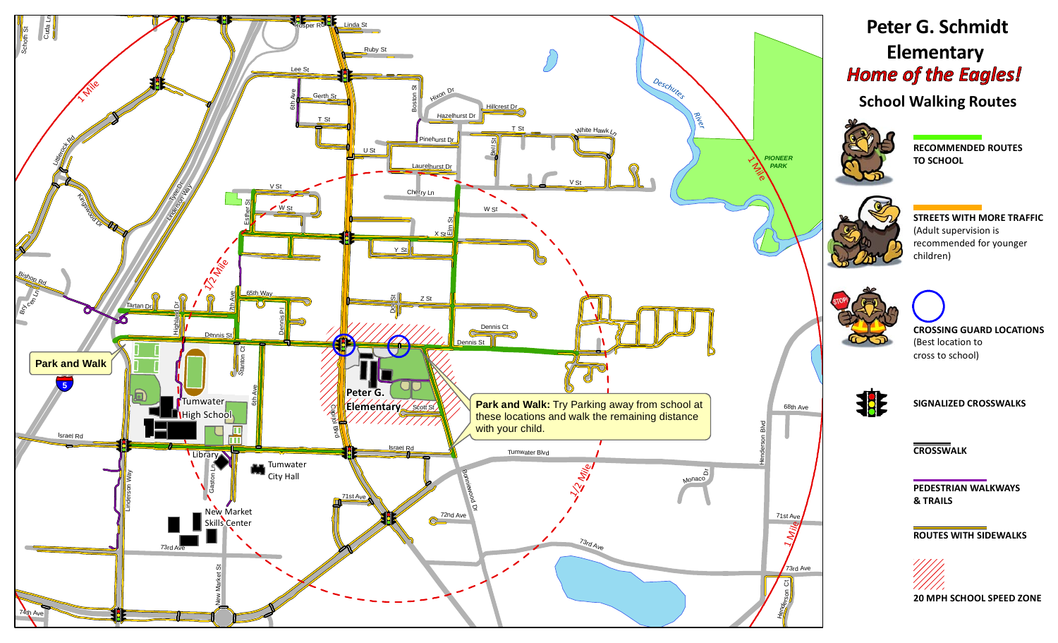# Peter G. Schmidt Elementary

## *Home of the Eagles!*

### School Walking Routes

**RECOMMENDED ROUTES TO SCHOOL**

**STREETS WITH MORE TRAFFIC** (Adult supervision is recommended for younger children)

**CROSSING GUARD LOCATIONS** (Best location to cross to school)

**SIGNALIZED CROSSWALKS**

**CROSSWALK**

**PEDESTRIAN WALKWAYS & TRAILS**

**ROUTES WITH SIDEWALKS**

**20 MPH SCHOOL SPEED ZONE**

**Park and Walk**

**Park and Walk:** Try Parking away from school at these locations and walk the remaining distance with your child.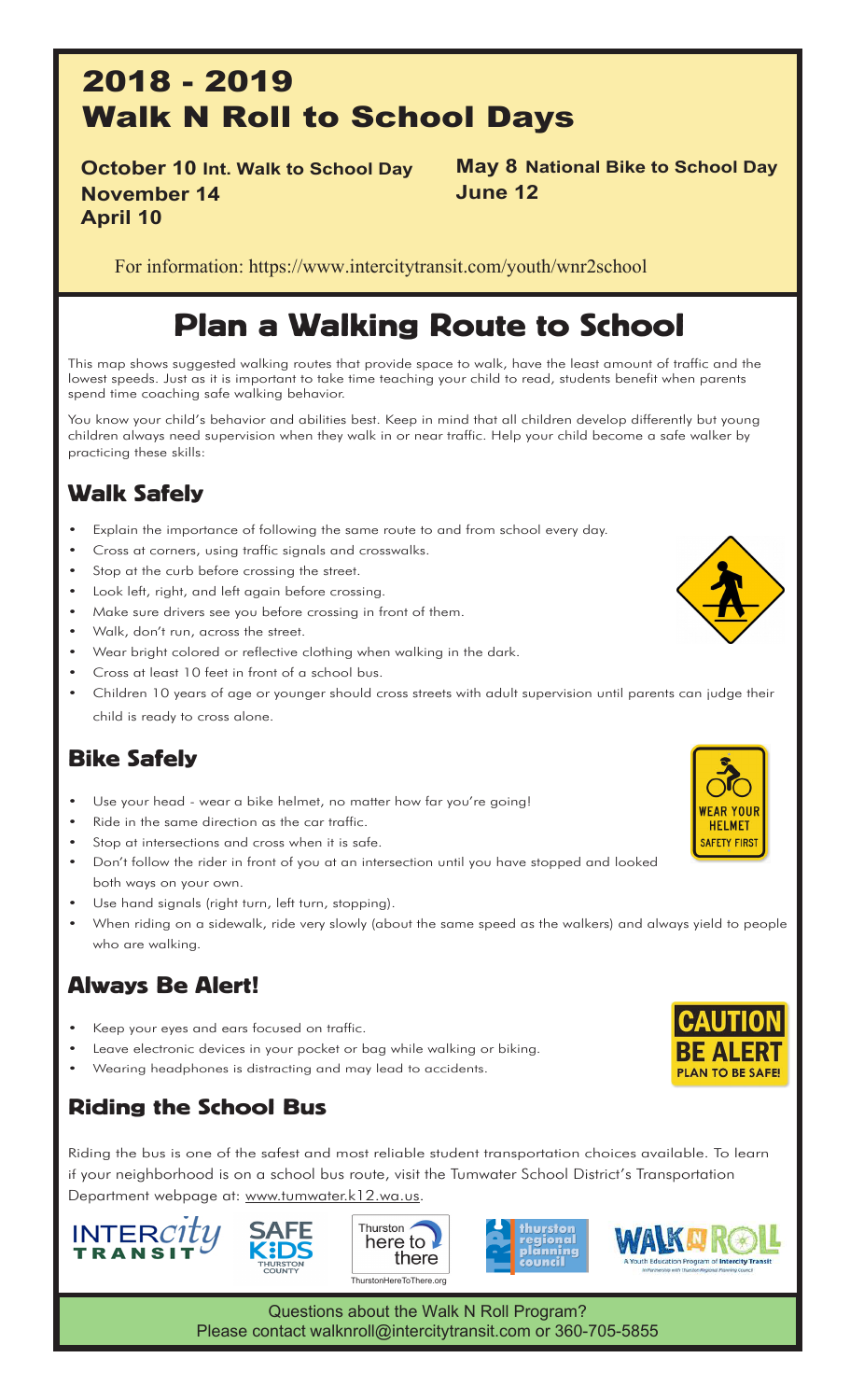# 2018 - 2019 Walk N Roll to School Days

**October 10 Int. Walk to School Day**
**November 14**
**April 10**

**May 8 National Bike to School Day**
**June 12**

For information: https://www.intercitytransit.com/youth/wnr2school

# Plan a Walking Route to School

This map shows suggested walking routes that provide space to walk, have the least amount of traffic and the lowest speeds. Just as it is important to take time teaching your child to read, students benefit when parents spend time coaching safe walking behavior.

You know your child's behavior and abilities best. Keep in mind that all children develop differently but young children always need supervision when they walk in or near traffic. Help your child become a safe walker by practicing these skills:

## Walk Safely

- Explain the importance of following the same route to and from school every day.
- Cross at corners, using traffic signals and crosswalks.
- Stop at the curb before crossing the street.
- Look left, right, and left again before crossing.
- Make sure drivers see you before crossing in front of them.
- Walk, don't run, across the street.
- Wear bright colored or reflective clothing when walking in the dark.
- Cross at least 10 feet in front of a school bus.
- Children 10 years of age or younger should cross streets with adult supervision until parents can judge their child is ready to cross alone.

## Bike Safely

- Use your head - wear a bike helmet, no matter how far you're going!
- Ride in the same direction as the car traffic.
- Stop at intersections and cross when it is safe.
- Don't follow the rider in front of you at an intersection until you have stopped and looked both ways on your own.
- Use hand signals (right turn, left turn, stopping).
- When riding on a sidewalk, ride very slowly (about the same speed as the walkers) and always yield to people who are walking.

WEAR YOUR HELMET
SAFETY FIRST

## Always Be Alert!

- Keep your eyes and ears focused on traffic.
- Leave electronic devices in your pocket or bag while walking or biking.
- Wearing headphones is distracting and may lead to accidents.

CAUTION
BE ALERT
PLAN TO BE SAFE!

## Riding the School Bus

Riding the bus is one of the safest and most reliable student transportation choices available. To learn if your neighborhood is on a school bus route, visit the Tumwater School District's Transportation Department webpage at: www.tumwater.k12.wa.us.

INTERCITY TRANSIT | SAFE KIDS THURSTON COUNTY | Thurston here to there ThurstonHereToThere.org | thurston regional planning council | WALK N ROLL A Youth Education Program of Intercity Transit

Questions about the Walk N Roll Program?
Please contact walknroll@intercitytransit.com or 360-705-5855